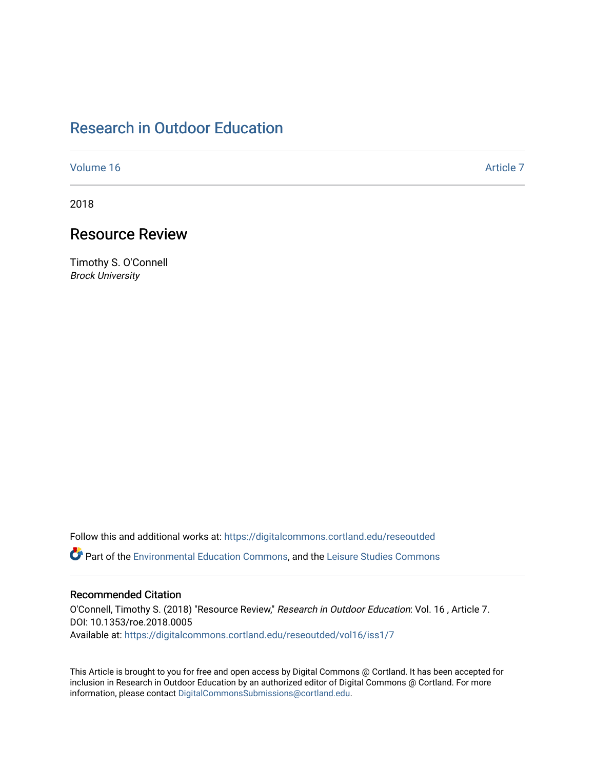# Research in Outdoor Education

Volume 16 Article 7

2018

## Resource Review

Timothy S. O'Connell
*Brock University*

Follow this and additional works at: https://digitalcommons.cortland.edu/reseoutded

Part of the Environmental Education Commons, and the Leisure Studies Commons

### Recommended Citation

O'Connell, Timothy S. (2018) "Resource Review," *Research in Outdoor Education*: Vol. 16 , Article 7.
DOI: 10.1353/roe.2018.0005
Available at: https://digitalcommons.cortland.edu/reseoutded/vol16/iss1/7

This Article is brought to you for free and open access by Digital Commons @ Cortland. It has been accepted for inclusion in Research in Outdoor Education by an authorized editor of Digital Commons @ Cortland. For more information, please contact DigitalCommonsSubmissions@cortland.edu.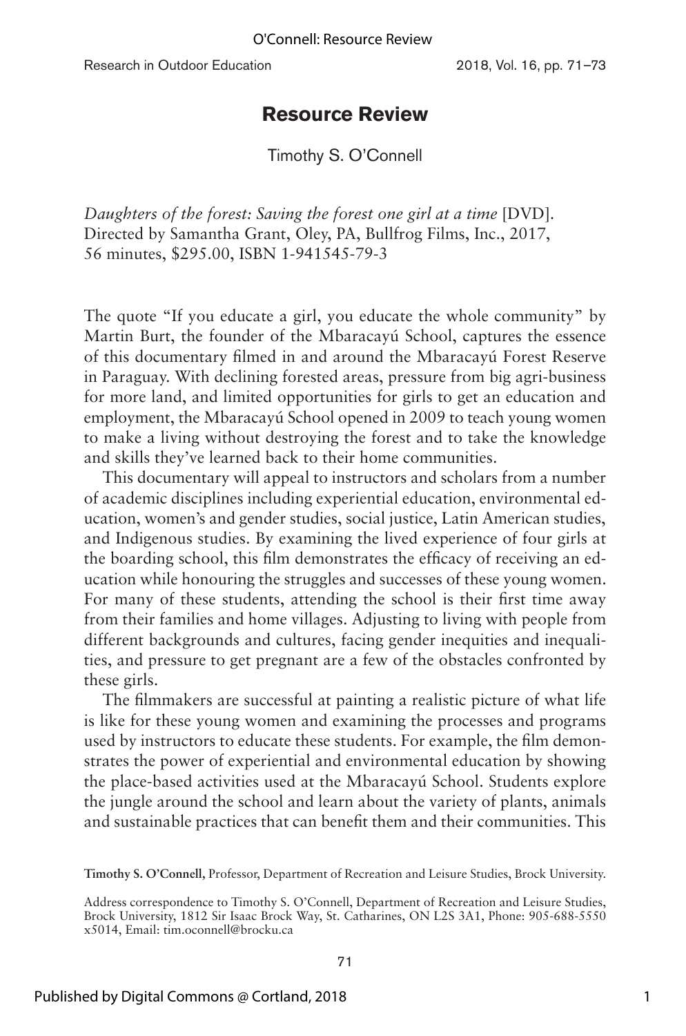# Resource Review

Timothy S. O'Connell

*Daughters of the forest: Saving the forest one girl at a time* [DVD]. Directed by Samantha Grant, Oley, PA, Bullfrog Films, Inc., 2017, 56 minutes, $295.00, ISBN 1-941545-79-3

The quote "If you educate a girl, you educate the whole community" by Martin Burt, the founder of the Mbaracayú School, captures the essence of this documentary filmed in and around the Mbaracayú Forest Reserve in Paraguay. With declining forested areas, pressure from big agri-business for more land, and limited opportunities for girls to get an education and employment, the Mbaracayú School opened in 2009 to teach young women to make a living without destroying the forest and to take the knowledge and skills they've learned back to their home communities.

This documentary will appeal to instructors and scholars from a number of academic disciplines including experiential education, environmental education, women's and gender studies, social justice, Latin American studies, and Indigenous studies. By examining the lived experience of four girls at the boarding school, this film demonstrates the efficacy of receiving an education while honouring the struggles and successes of these young women. For many of these students, attending the school is their first time away from their families and home villages. Adjusting to living with people from different backgrounds and cultures, facing gender inequities and inequalities, and pressure to get pregnant are a few of the obstacles confronted by these girls.

The filmmakers are successful at painting a realistic picture of what life is like for these young women and examining the processes and programs used by instructors to educate these students. For example, the film demonstrates the power of experiential and environmental education by showing the place-based activities used at the Mbaracayú School. Students explore the jungle around the school and learn about the variety of plants, animals and sustainable practices that can benefit them and their communities. This

**Timothy S. O'Connell,** Professor, Department of Recreation and Leisure Studies, Brock University.

Address correspondence to Timothy S. O'Connell, Department of Recreation and Leisure Studies, Brock University, 1812 Sir Isaac Brock Way, St. Catharines, ON L2S 3A1, Phone: 905-688-5550 x5014, Email: tim.oconnell@brocku.ca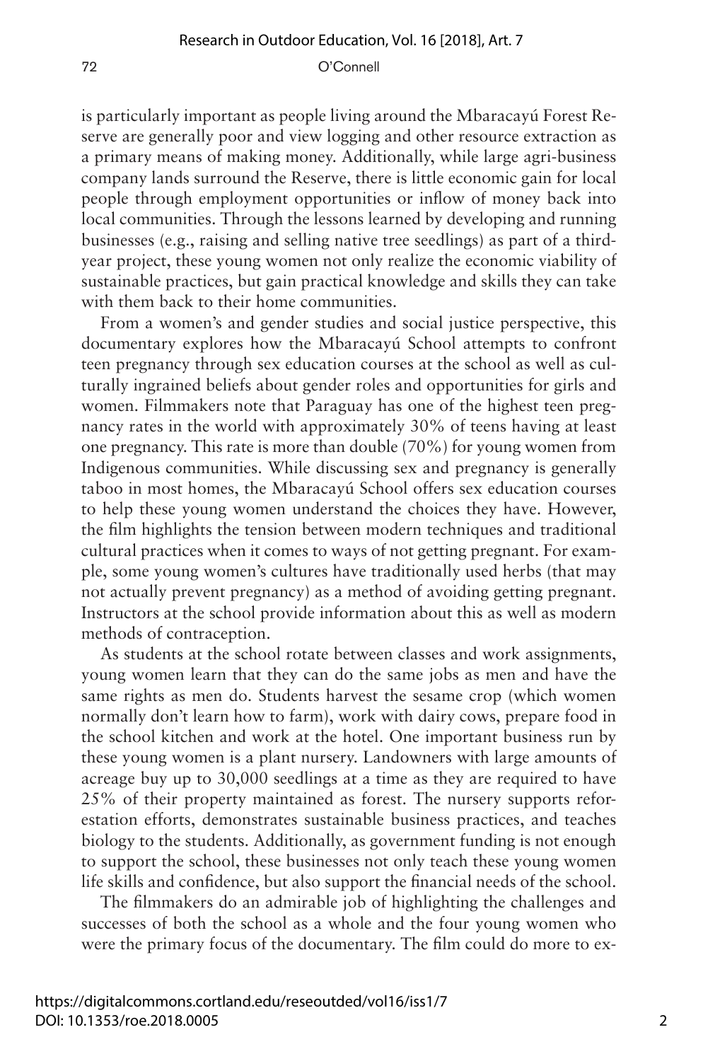is particularly important as people living around the Mbaracayú Forest Reserve are generally poor and view logging and other resource extraction as a primary means of making money. Additionally, while large agri-business company lands surround the Reserve, there is little economic gain for local people through employment opportunities or inflow of money back into local communities. Through the lessons learned by developing and running businesses (e.g., raising and selling native tree seedlings) as part of a third-year project, these young women not only realize the economic viability of sustainable practices, but gain practical knowledge and skills they can take with them back to their home communities.

From a women's and gender studies and social justice perspective, this documentary explores how the Mbaracayú School attempts to confront teen pregnancy through sex education courses at the school as well as culturally ingrained beliefs about gender roles and opportunities for girls and women. Filmmakers note that Paraguay has one of the highest teen pregnancy rates in the world with approximately 30% of teens having at least one pregnancy. This rate is more than double (70%) for young women from Indigenous communities. While discussing sex and pregnancy is generally taboo in most homes, the Mbaracayú School offers sex education courses to help these young women understand the choices they have. However, the film highlights the tension between modern techniques and traditional cultural practices when it comes to ways of not getting pregnant. For example, some young women's cultures have traditionally used herbs (that may not actually prevent pregnancy) as a method of avoiding getting pregnant. Instructors at the school provide information about this as well as modern methods of contraception.

As students at the school rotate between classes and work assignments, young women learn that they can do the same jobs as men and have the same rights as men do. Students harvest the sesame crop (which women normally don't learn how to farm), work with dairy cows, prepare food in the school kitchen and work at the hotel. One important business run by these young women is a plant nursery. Landowners with large amounts of acreage buy up to 30,000 seedlings at a time as they are required to have 25% of their property maintained as forest. The nursery supports reforestation efforts, demonstrates sustainable business practices, and teaches biology to the students. Additionally, as government funding is not enough to support the school, these businesses not only teach these young women life skills and confidence, but also support the financial needs of the school.

The filmmakers do an admirable job of highlighting the challenges and successes of both the school as a whole and the four young women who were the primary focus of the documentary. The film could do more to ex-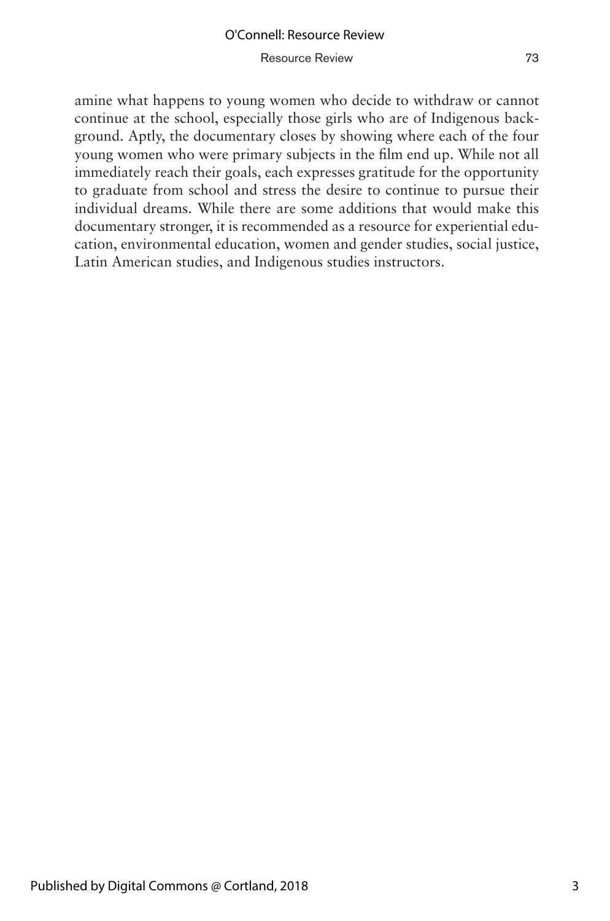amine what happens to young women who decide to withdraw or cannot continue at the school, especially those girls who are of Indigenous background. Aptly, the documentary closes by showing where each of the four young women who were primary subjects in the film end up. While not all immediately reach their goals, each expresses gratitude for the opportunity to graduate from school and stress the desire to continue to pursue their individual dreams. While there are some additions that would make this documentary stronger, it is recommended as a resource for experiential education, environmental education, women and gender studies, social justice, Latin American studies, and Indigenous studies instructors.